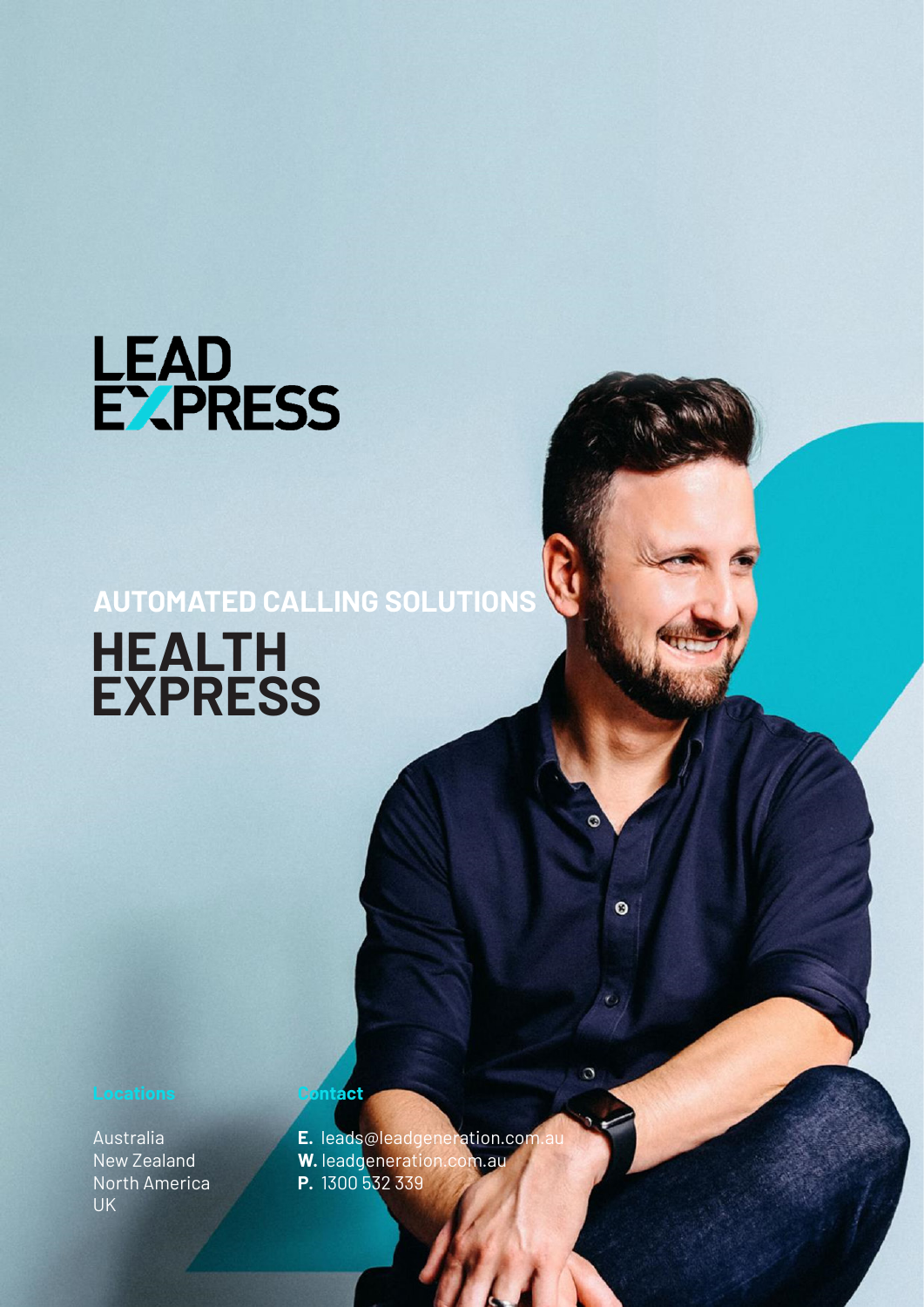# LEAD EXPRESS

## AUTOMATED CALLING SOLUTIONS

# HEALTH EXPRESS

**Locations**

Australia
New Zealand
North America
UK

**Contact**

**E.** leads@leadgeneration.com.au
**W.** leadgeneration.com.au
**P.** 1300 532 339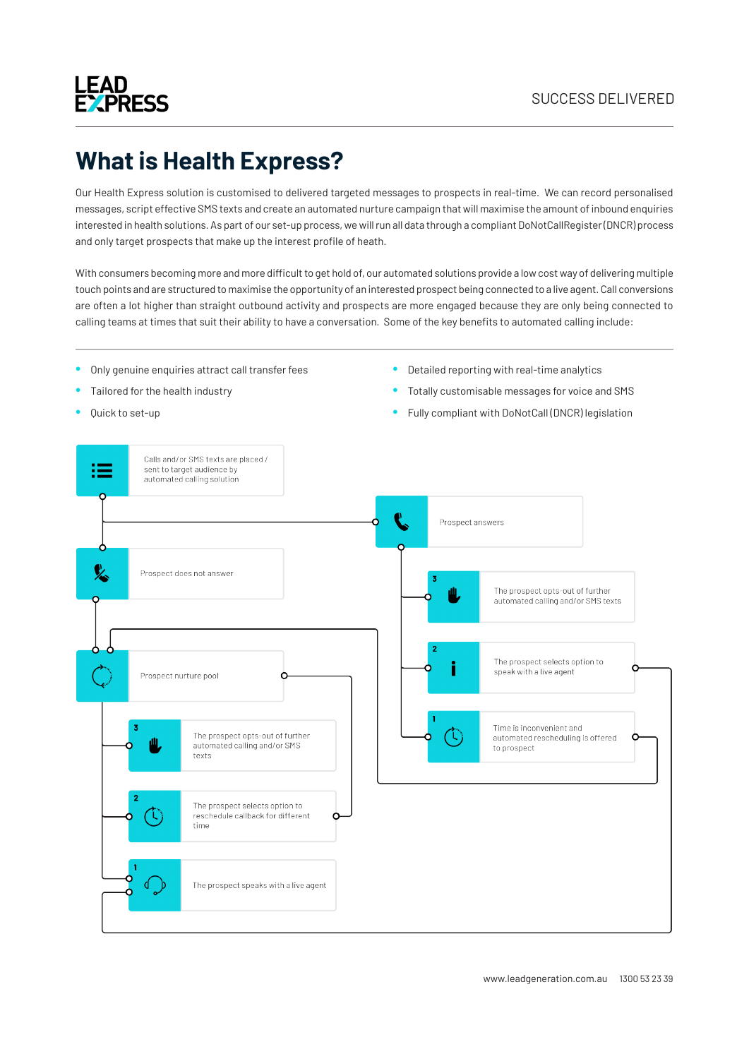LEAD EXPRESS

SUCCESS DELIVERED

# What is Health Express?

Our Health Express solution is customised to delivered targeted messages to prospects in real-time. We can record personalised messages, script effective SMS texts and create an automated nurture campaign that will maximise the amount of inbound enquiries interested in health solutions. As part of our set-up process, we will run all data through a compliant DoNotCallRegister (DNCR) process and only target prospects that make up the interest profile of heath.

With consumers becoming more and more difficult to get hold of, our automated solutions provide a low cost way of delivering multiple touch points and are structured to maximise the opportunity of an interested prospect being connected to a live agent. Call conversions are often a lot higher than straight outbound activity and prospects are more engaged because they are only being connected to calling teams at times that suit their ability to have a conversation. Some of the key benefits to automated calling include:

- Only genuine enquiries attract call transfer fees
- Tailored for the health industry
- Quick to set-up
- Detailed reporting with real-time analytics
- Totally customisable messages for voice and SMS
- Fully compliant with DoNotCall (DNCR) legislation

Calls and/or SMS texts are placed / sent to target audience by automated calling solution

Prospect answers

Prospect does not answer

3 The prospect opts-out of further automated calling and/or SMS texts

2 The prospect selects option to speak with a live agent

1 Time is inconvenient and automated rescheduling is offered to prospect

Prospect nurture pool

3 The prospect opts-out of further automated calling and/or SMS texts

2 The prospect selects option to reschedule callback for different time

1 The prospect speaks with a live agent

www.leadgeneration.com.au 1300 53 23 39